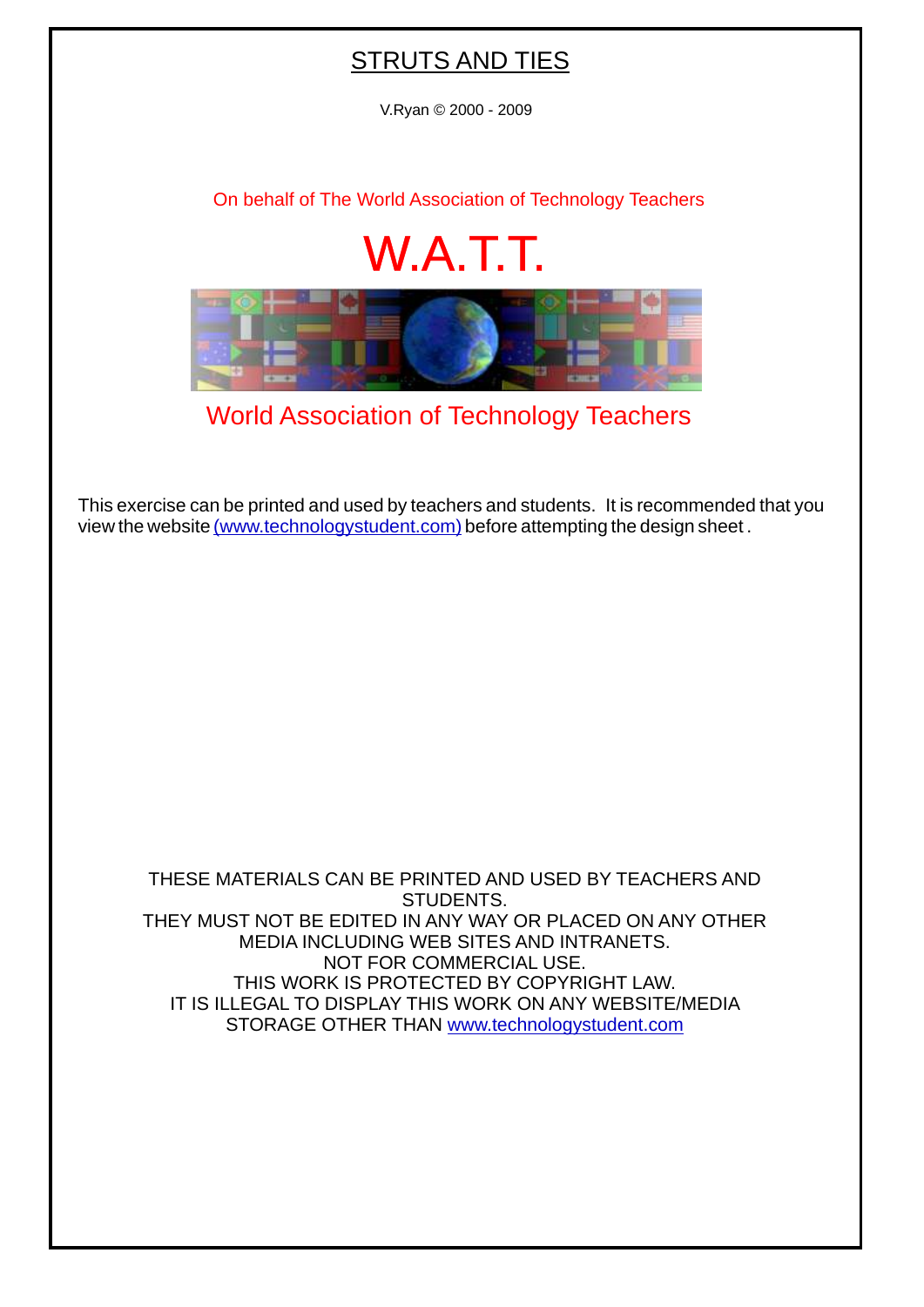# STRUCTS AND TIES

V.Ryan © 2000 - 2009

On behalf of The World Association of Technology Teachers

## W.A.T.T.

World Association of Technology Teachers

This exercise can be printed and used by teachers and students. It is recommended that you view the website (www.technologystudent.com) before attempting the design sheet .

THESE MATERIALS CAN BE PRINTED AND USED BY TEACHERS AND STUDENTS.
THEY MUST NOT BE EDITED IN ANY WAY OR PLACED ON ANY OTHER MEDIA INCLUDING WEB SITES AND INTRANETS.
NOT FOR COMMERCIAL USE.
THIS WORK IS PROTECTED BY COPYRIGHT LAW.
IT IS ILLEGAL TO DISPLAY THIS WORK ON ANY WEBSITE/MEDIA STORAGE OTHER THAN www.technologystudent.com

# STRUTS AND TIES

V.Ryan © 2000 - 2009

On behalf of The World Association of Technology Teachers

## W.A.T.T.

World Association of Technology Teachers

This exercise can be printed and used by teachers and students. It is recommended that you view the website (www.technologystudent.com) before attempting the design sheet .

THESE MATERIALS CAN BE PRINTED AND USED BY TEACHERS AND STUDENTS.
THEY MUST NOT BE EDITED IN ANY WAY OR PLACED ON ANY OTHER MEDIA INCLUDING WEB SITES AND INTRANETS.
NOT FOR COMMERCIAL USE.
THIS WORK IS PROTECTED BY COPYRIGHT LAW.
IT IS ILLEGAL TO DISPLAY THIS WORK ON ANY WEBSITE/MEDIA STORAGE OTHER THAN www.technologystudent.com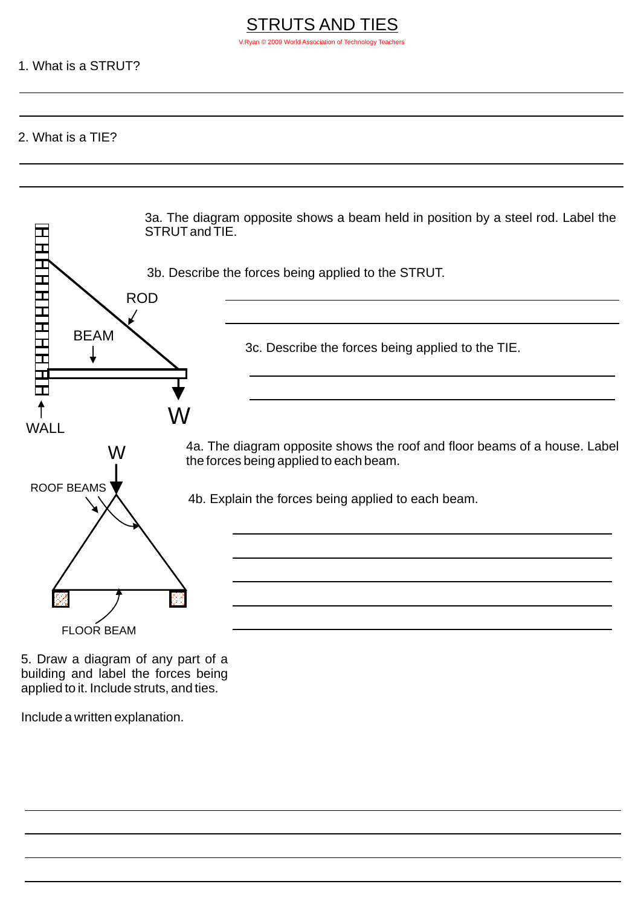# STRUTS AND TIES

V.Ryan © 2009 World Association of Technology Teachers

1. What is a STRUT?

2. What is a TIE?

3a. The diagram opposite shows a beam held in position by a steel rod. Label the STRUT and TIE.

ROD

BEAM

W

WALL

3b. Describe the forces being applied to the STRUT.

3c. Describe the forces being applied to the TIE.

W

ROOF BEAMS

FLOOR BEAM

4a. The diagram opposite shows the roof and floor beams of a house. Label the forces being applied to each beam.

4b. Explain the forces being applied to each beam.

5. Draw a diagram of any part of a building and label the forces being applied to it. Include struts, and ties.

Include a written explanation.